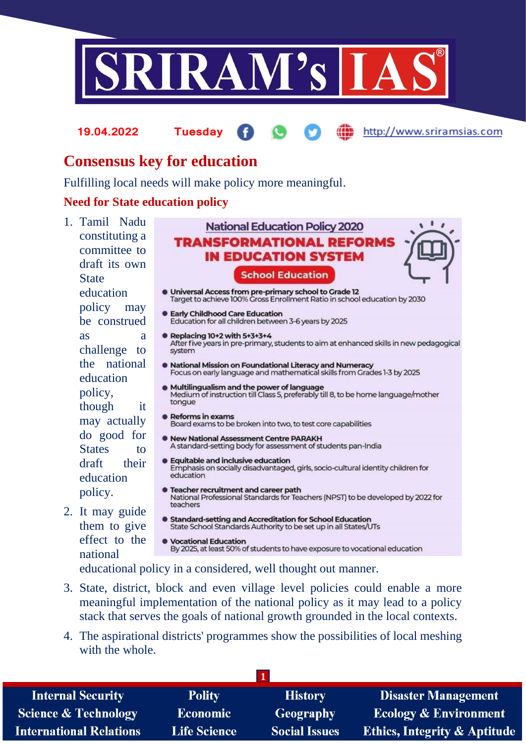# Consensus key for education

Fulfilling local needs will make policy more meaningful.

## Need for State education policy

**National Education Policy 2020**

**TRANSFORMATIONAL REFORMS IN EDUCATION SYSTEM**

**School Education**

- **Universal Access from pre-primary school to Grade 12**
  Target to achieve 100% Gross Enrollment Ratio in school education by 2030
- **Early Childhood Care Education**
  Education for all children between 3-6 years by 2025
- **Replacing 10+2 with 5+3+3+4**
  After five years in pre-primary, students to aim at enhanced skills in new pedagogical system
- **National Mission on Foundational Literacy and Numeracy**
  Focus on early language and mathematical skills from Grades 1-3 by 2025
- **Multilingualism and the power of language**
  Medium of instruction till Class 5, preferably till 8, to be home language/mother tongue
- **Reforms in exams**
  Board exams to be broken into two, to test core capabilities
- **New National Assessment Centre PARAKH**
  A standard-setting body for assessment of students pan-India
- **Equitable and inclusive education**
  Emphasis on socially disadvantaged, girls, socio-cultural identity children for education
- **Teacher recruitment and career path**
  National Professional Standards for Teachers (NPST) to be developed by 2022 for teachers
- **Standard-setting and Accreditation for School Education**
  State School Standards Authority to be set up in all States/UTs
- **Vocational Education**
  By 2025, at least 50% of students to have exposure to vocational education

1. Tamil Nadu constituting a committee to draft its own State education policy may be construed as a challenge to the national education policy, though it may actually do good for States to draft their education policy.
2. It may guide them to give effect to the national educational policy in a considered, well thought out manner.
3. State, district, block and even village level policies could enable a more meaningful implementation of the national policy as it may lead to a policy stack that serves the goals of national growth grounded in the local contexts.
4. The aspirational districts' programmes show the possibilities of local meshing with the whole.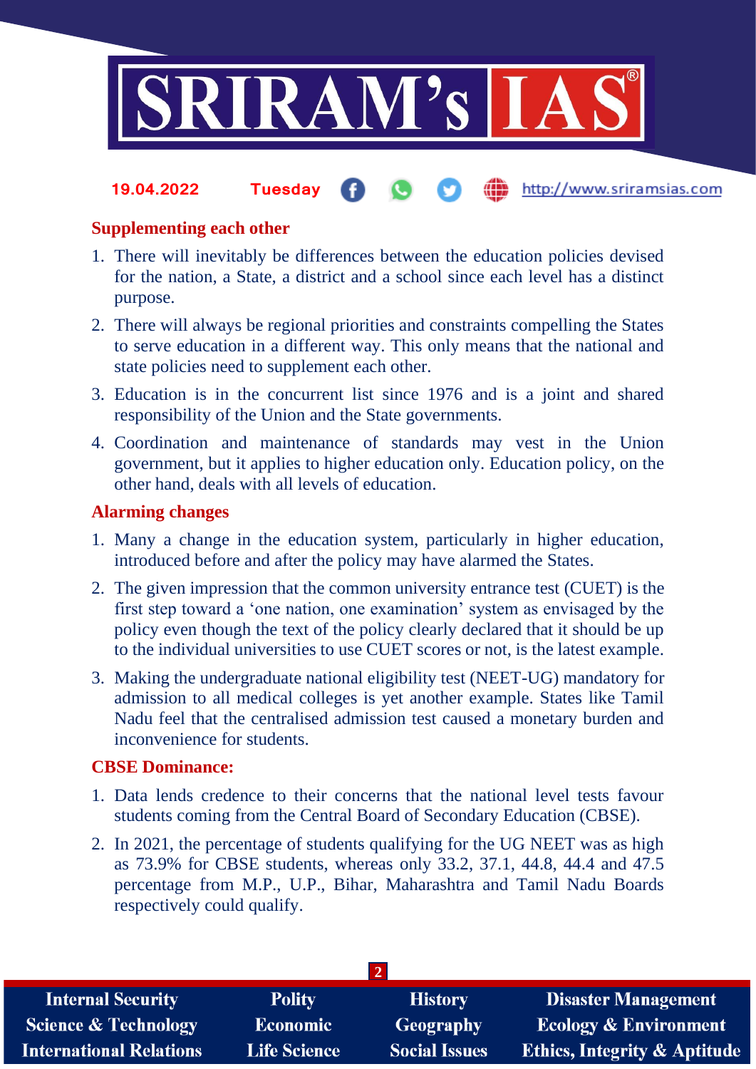## Supplementing each other

1. There will inevitably be differences between the education policies devised for the nation, a State, a district and a school since each level has a distinct purpose.
2. There will always be regional priorities and constraints compelling the States to serve education in a different way. This only means that the national and state policies need to supplement each other.
3. Education is in the concurrent list since 1976 and is a joint and shared responsibility of the Union and the State governments.
4. Coordination and maintenance of standards may vest in the Union government, but it applies to higher education only. Education policy, on the other hand, deals with all levels of education.

## Alarming changes

1. Many a change in the education system, particularly in higher education, introduced before and after the policy may have alarmed the States.
2. The given impression that the common university entrance test (CUET) is the first step toward a 'one nation, one examination' system as envisaged by the policy even though the text of the policy clearly declared that it should be up to the individual universities to use CUET scores or not, is the latest example.
3. Making the undergraduate national eligibility test (NEET-UG) mandatory for admission to all medical colleges is yet another example. States like Tamil Nadu feel that the centralised admission test caused a monetary burden and inconvenience for students.

## CBSE Dominance:

1. Data lends credence to their concerns that the national level tests favour students coming from the Central Board of Secondary Education (CBSE).
2. In 2021, the percentage of students qualifying for the UG NEET was as high as 73.9% for CBSE students, whereas only 33.2, 37.1, 44.8, 44.4 and 47.5 percentage from M.P., U.P., Bihar, Maharashtra and Tamil Nadu Boards respectively could qualify.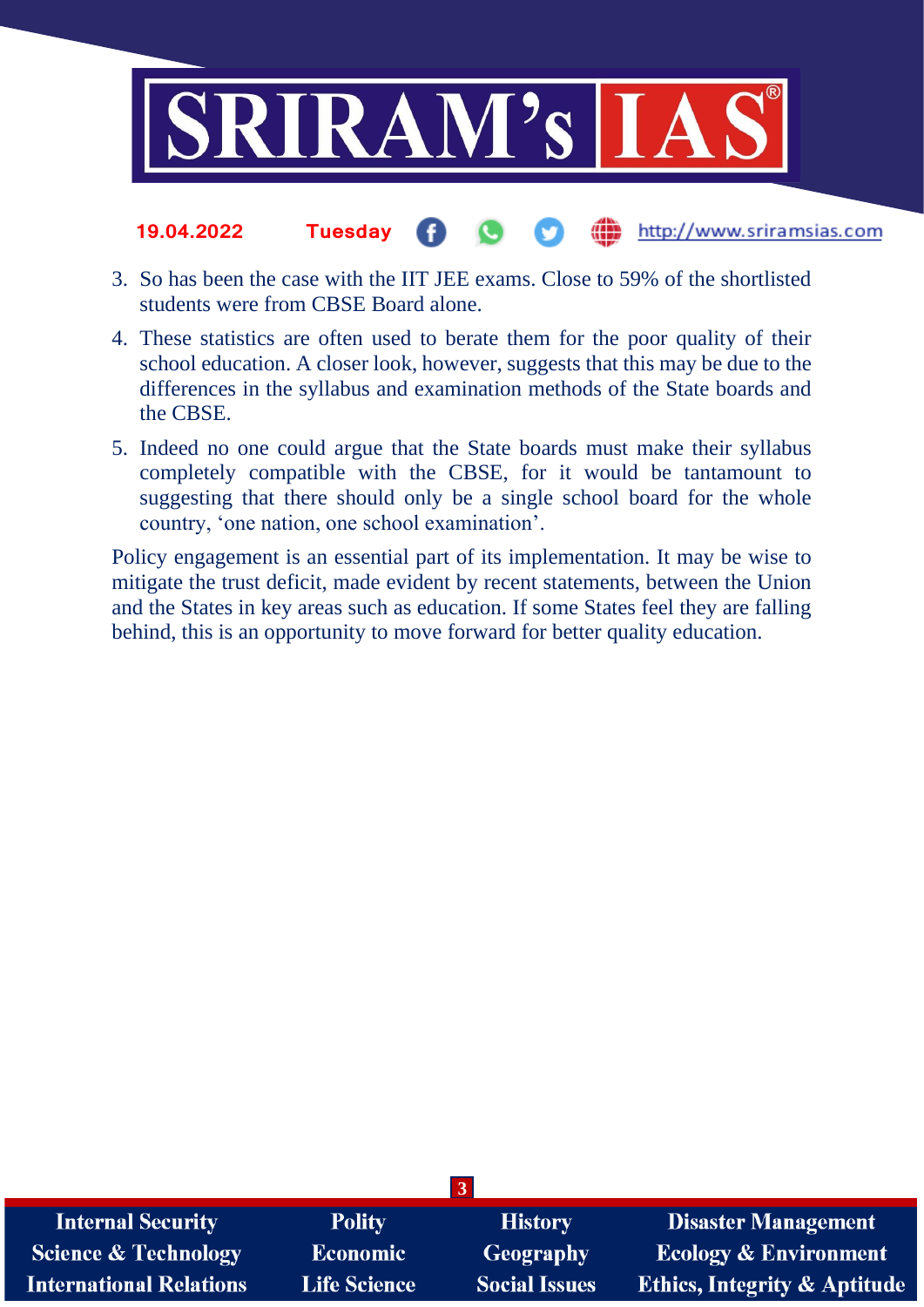3. So has been the case with the IIT JEE exams. Close to 59% of the shortlisted students were from CBSE Board alone.
4. These statistics are often used to berate them for the poor quality of their school education. A closer look, however, suggests that this may be due to the differences in the syllabus and examination methods of the State boards and the CBSE.
5. Indeed no one could argue that the State boards must make their syllabus completely compatible with the CBSE, for it would be tantamount to suggesting that there should only be a single school board for the whole country, 'one nation, one school examination'.

Policy engagement is an essential part of its implementation. It may be wise to mitigate the trust deficit, made evident by recent statements, between the Union and the States in key areas such as education. If some States feel they are falling behind, this is an opportunity to move forward for better quality education.